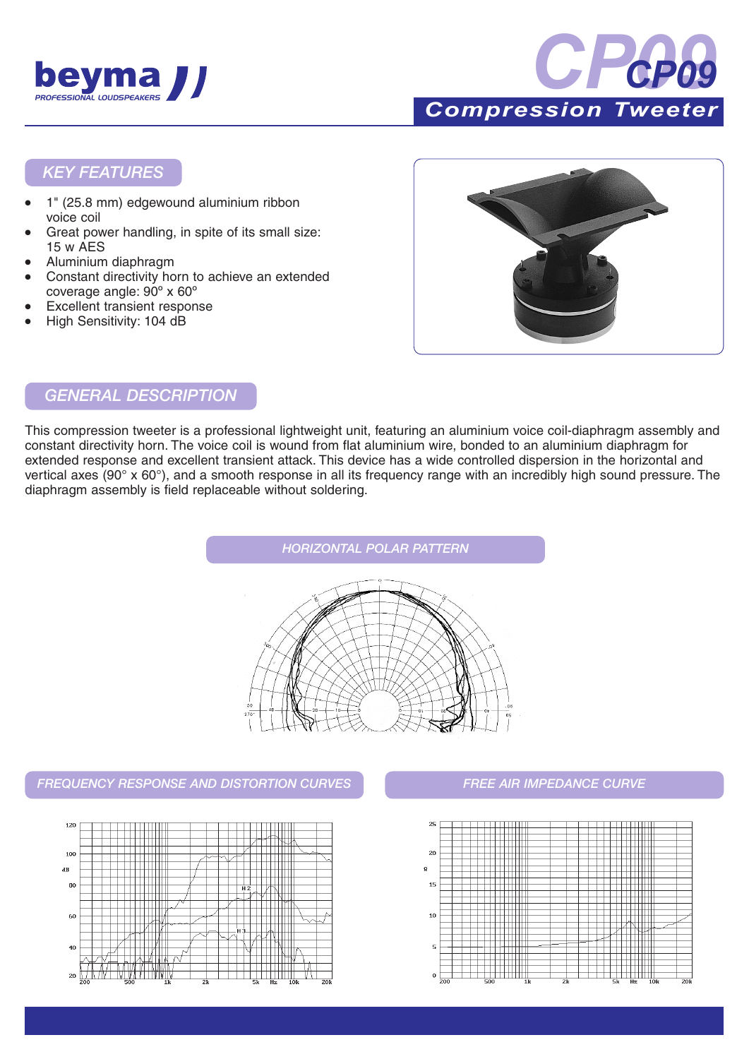# CP09

## Compression Tweeter

beyma
PROFESSIONAL LOUDSPEAKERS

## KEY FEATURES

- 1" (25.8 mm) edgewound aluminium ribbon voice coil
- Great power handling, in spite of its small size: 15 w AES
- Aluminium diaphragm
- Constant directivity horn to achieve an extended coverage angle: 90º x 60º
- Excellent transient response
- High Sensitivity: 104 dB

## GENERAL DESCRIPTION

This compression tweeter is a professional lightweight unit, featuring an aluminium voice coil-diaphragm assembly and constant directivity horn. The voice coil is wound from flat aluminium wire, bonded to an aluminium diaphragm for extended response and excellent transient attack. This device has a wide controlled dispersion in the horizontal and vertical axes (90° x 60°), and a smooth response in all its frequency range with an incredibly high sound pressure. The diaphragm assembly is field replaceable without soldering.

## HORIZONTAL POLAR PATTERN

## FREQUENCY RESPONSE AND DISTORTION CURVES

## FREE AIR IMPEDANCE CURVE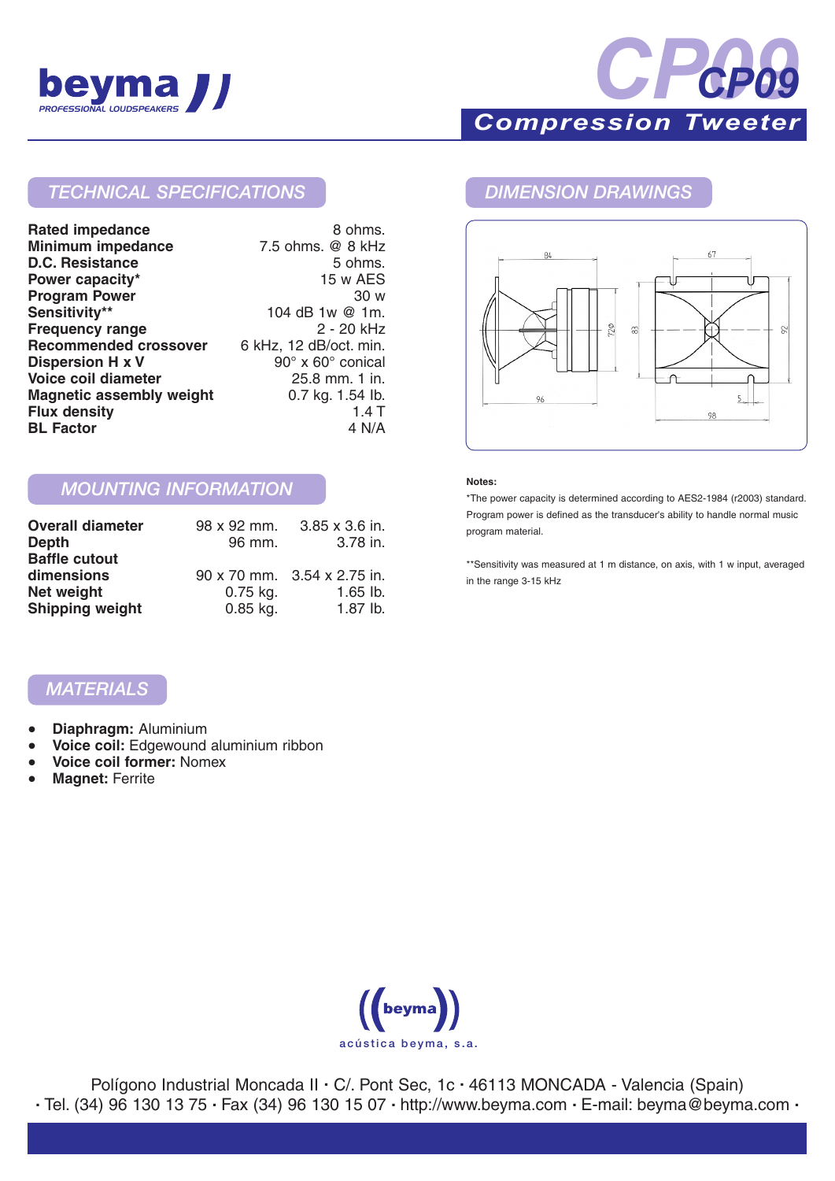beyma PROFESSIONAL LOUDSPEAKERS

# CP09

## Compression Tweeter

## TECHNICAL SPECIFICATIONS

| | |
|---|---|
| **Rated impedance** | 8 ohms. |
| **Minimum impedance** | 7.5 ohms. @ 8 kHz |
| **D.C. Resistance** | 5 ohms. |
| **Power capacity*** | 15 w AES |
| **Program Power** | 30 w |
| **Sensitivity**** | 104 dB 1w @ 1m. |
| **Frequency range** | 2 - 20 kHz |
| **Recommended crossover** | 6 kHz, 12 dB/oct. min. |
| **Dispersion H x V** | 90° x 60° conical |
| **Voice coil diameter** | 25.8 mm. 1 in. |
| **Magnetic assembly weight** | 0.7 kg. 1.54 lb. |
| **Flux density** | 1.4 T |
| **BL Factor** | 4 N/A |

## MOUNTING INFORMATION

| | | |
|---|---|---|
| **Overall diameter** | 98 x 92 mm. | 3.85 x 3.6 in. |
| **Depth** | 96 mm. | 3.78 in. |
| **Baffle cutout dimensions** | 90 x 70 mm. | 3.54 x 2.75 in. |
| **Net weight** | 0.75 kg. | 1.65 lb. |
| **Shipping weight** | 0.85 kg. | 1.87 lb. |

## MATERIALS

- **Diaphragm:** Aluminium
- **Voice coil:** Edgewound aluminium ribbon
- **Voice coil former:** Nomex
- **Magnet:** Ferrite

## DIMENSION DRAWINGS

84
67
72Ø
83
92
96
5
98

**Notes:**

*The power capacity is determined according to AES2-1984 (r2003) standard. Program power is defined as the transducer's ability to handle normal music program material.

**Sensitivity was measured at 1 m distance, on axis, with 1 w input, averaged in the range 3-15 kHz

beyma
acústica beyma, s.a.

Polígono Industrial Moncada II · C/. Pont Sec, 1c · 46113 MONCADA - Valencia (Spain)
· Tel. (34) 96 130 13 75 · Fax (34) 96 130 15 07 · http://www.beyma.com · E-mail: beyma@beyma.com ·